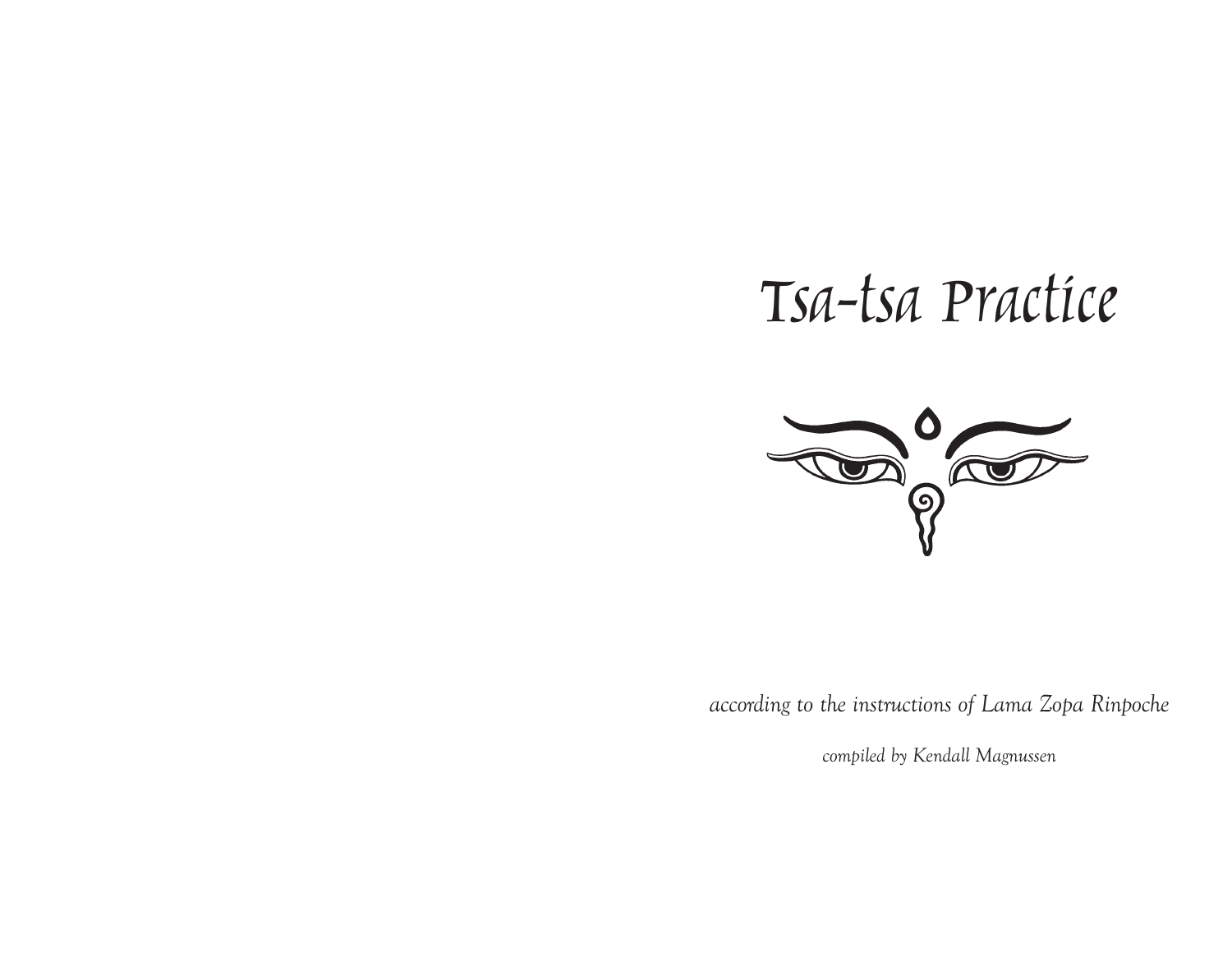# Tsa-tsa Practice

*according to the instructions of Lama Zopa Rinpoche*

*compiled by Kendall Magnussen*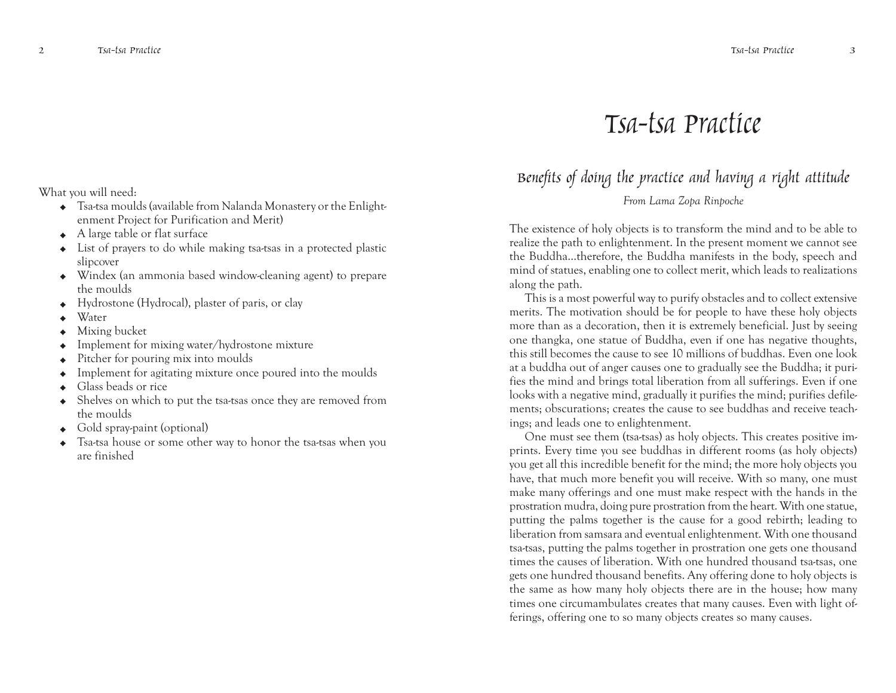What you will need:

- Tsa-tsa moulds (available from Nalanda Monastery or the Enlightenment Project for Purification and Merit)
- A large table or flat surface
- List of prayers to do while making tsa-tsas in a protected plastic slipcover
- Windex (an ammonia based window-cleaning agent) to prepare the moulds
- Hydrostone (Hydrocal), plaster of paris, or clay
- Water
- Mixing bucket
- Implement for mixing water/hydrostone mixture
- Pitcher for pouring mix into moulds
- Implement for agitating mixture once poured into the moulds
- Glass beads or rice
- Shelves on which to put the tsa-tsas once they are removed from the moulds
- Gold spray-paint (optional)
- Tsa-tsa house or some other way to honor the tsa-tsas when you are finished

# Tsa-tsa Practice

## Benefits of doing the practice and having a right attitude

*From Lama Zopa Rinpoche*

The existence of holy objects is to transform the mind and to be able to realize the path to enlightenment. In the present moment we cannot see the Buddha…therefore, the Buddha manifests in the body, speech and mind of statues, enabling one to collect merit, which leads to realizations along the path.

This is a most powerful way to purify obstacles and to collect extensive merits. The motivation should be for people to have these holy objects more than as a decoration, then it is extremely beneficial. Just by seeing one thangka, one statue of Buddha, even if one has negative thoughts, this still becomes the cause to see 10 millions of buddhas. Even one look at a buddha out of anger causes one to gradually see the Buddha; it purifies the mind and brings total liberation from all sufferings. Even if one looks with a negative mind, gradually it purifies the mind; purifies defilements; obscurations; creates the cause to see buddhas and receive teachings; and leads one to enlightenment.

One must see them (tsa-tsas) as holy objects. This creates positive imprints. Every time you see buddhas in different rooms (as holy objects) you get all this incredible benefit for the mind; the more holy objects you have, that much more benefit you will receive. With so many, one must make many offerings and one must make respect with the hands in the prostration mudra, doing pure prostration from the heart. With one statue, putting the palms together is the cause for a good rebirth; leading to liberation from samsara and eventual enlightenment. With one thousand tsa-tsas, putting the palms together in prostration one gets one thousand times the causes of liberation. With one hundred thousand tsa-tsas, one gets one hundred thousand benefits. Any offering done to holy objects is the same as how many holy objects there are in the house; how many times one circumambulates creates that many causes. Even with light offerings, offering one to so many objects creates so many causes.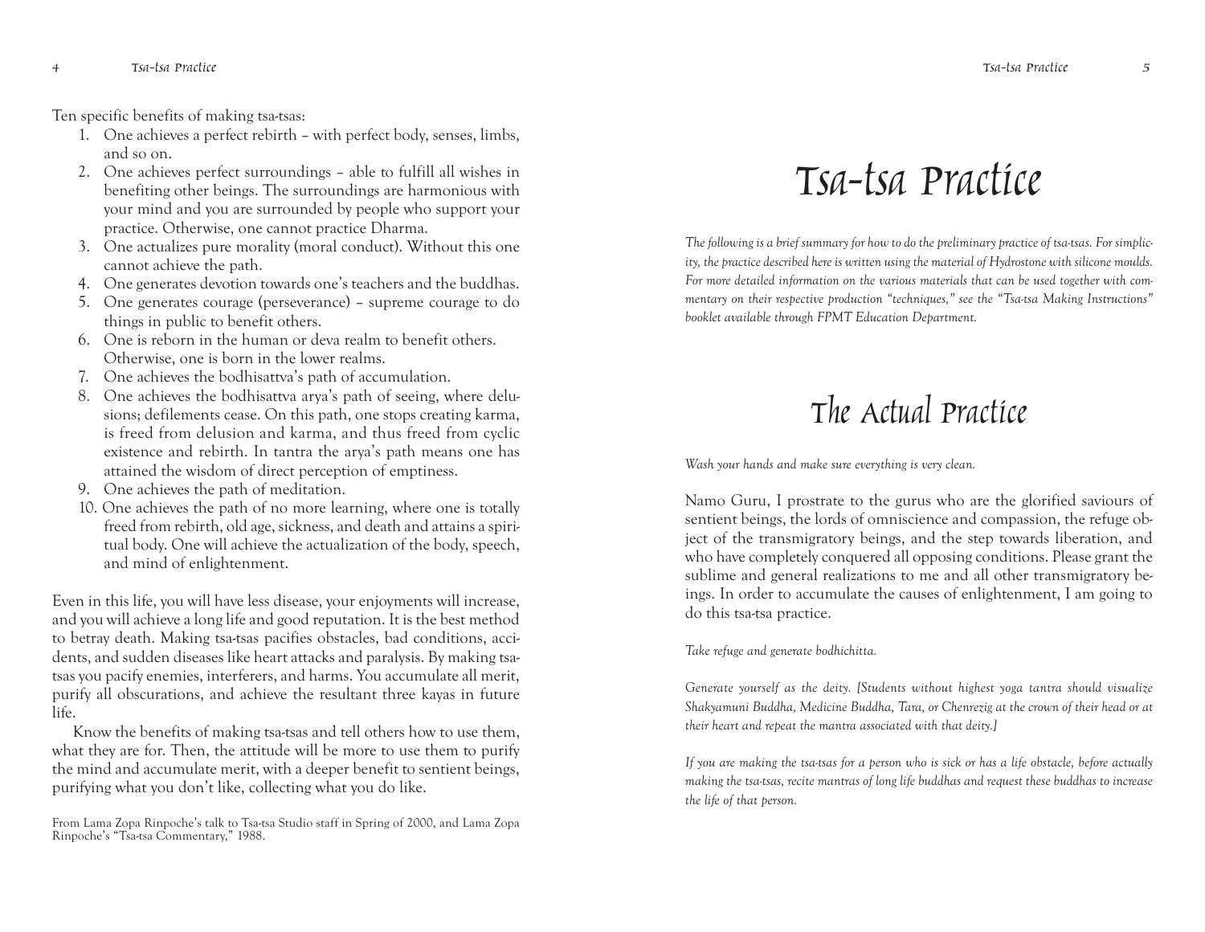Ten specific benefits of making tsa-tsas:

1. One achieves a perfect rebirth – with perfect body, senses, limbs, and so on.
2. One achieves perfect surroundings – able to fulfill all wishes in benefiting other beings. The surroundings are harmonious with your mind and you are surrounded by people who support your practice. Otherwise, one cannot practice Dharma.
3. One actualizes pure morality (moral conduct). Without this one cannot achieve the path.
4. One generates devotion towards one's teachers and the buddhas.
5. One generates courage (perseverance) – supreme courage to do things in public to benefit others.
6. One is reborn in the human or deva realm to benefit others. Otherwise, one is born in the lower realms.
7. One achieves the bodhisattva's path of accumulation.
8. One achieves the bodhisattva arya's path of seeing, where delusions; defilements cease. On this path, one stops creating karma, is freed from delusion and karma, and thus freed from cyclic existence and rebirth. In tantra the arya's path means one has attained the wisdom of direct perception of emptiness.
9. One achieves the path of meditation.
10. One achieves the path of no more learning, where one is totally freed from rebirth, old age, sickness, and death and attains a spiritual body. One will achieve the actualization of the body, speech, and mind of enlightenment.

Even in this life, you will have less disease, your enjoyments will increase, and you will achieve a long life and good reputation. It is the best method to betray death. Making tsa-tsas pacifies obstacles, bad conditions, accidents, and sudden diseases like heart attacks and paralysis. By making tsa-tsas you pacify enemies, interferers, and harms. You accumulate all merit, purify all obscurations, and achieve the resultant three kayas in future life.

Know the benefits of making tsa-tsas and tell others how to use them, what they are for. Then, the attitude will be more to use them to purify the mind and accumulate merit, with a deeper benefit to sentient beings, purifying what you don't like, collecting what you do like.

From Lama Zopa Rinpoche's talk to Tsa-tsa Studio staff in Spring of 2000, and Lama Zopa Rinpoche's "Tsa-tsa Commentary," 1988.

# Tsa-tsa Practice

*The following is a brief summary for how to do the preliminary practice of tsa-tsas. For simplicity, the practice described here is written using the material of Hydrostone with silicone moulds. For more detailed information on the various materials that can be used together with commentary on their respective production "techniques," see the "Tsa-tsa Making Instructions" booklet available through FPMT Education Department.*

## The Actual Practice

*Wash your hands and make sure everything is very clean.*

Namo Guru, I prostrate to the gurus who are the glorified saviours of sentient beings, the lords of omniscience and compassion, the refuge object of the transmigratory beings, and the step towards liberation, and who have completely conquered all opposing conditions. Please grant the sublime and general realizations to me and all other transmigratory beings. In order to accumulate the causes of enlightenment, I am going to do this tsa-tsa practice.

*Take refuge and generate bodhichitta.*

*Generate yourself as the deity. [Students without highest yoga tantra should visualize Shakyamuni Buddha, Medicine Buddha, Tara, or Chenrezig at the crown of their head or at their heart and repeat the mantra associated with that deity.]*

*If you are making the tsa-tsas for a person who is sick or has a life obstacle, before actually making the tsa-tsas, recite mantras of long life buddhas and request these buddhas to increase the life of that person.*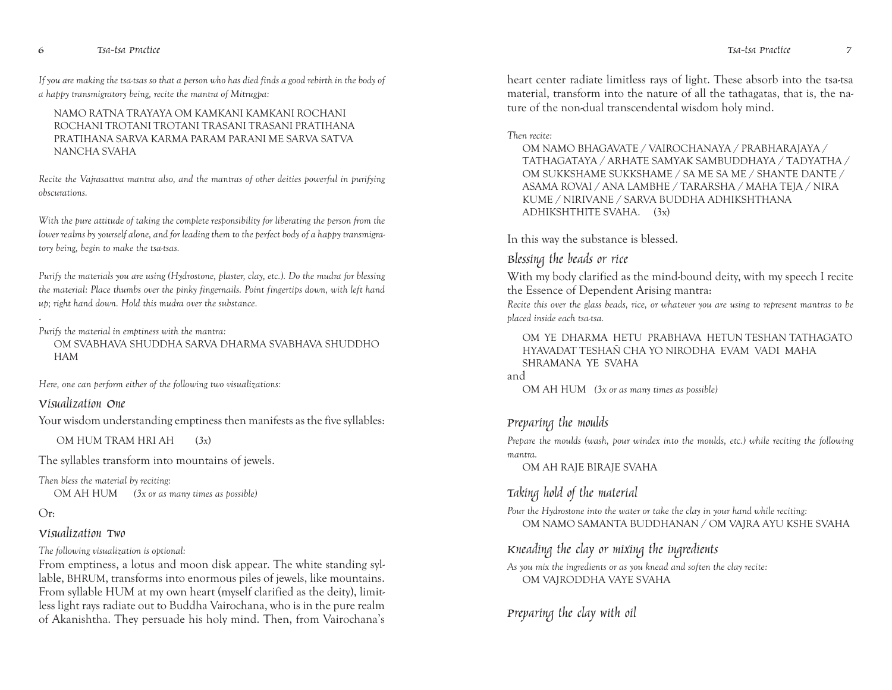*If you are making the tsa-tsas so that a person who has died finds a good rebirth in the body of a happy transmigratory being, recite the mantra of Mitrugpa:*

NAMO RATNA TRAYAYA OM KAMKANI KAMKANI ROCHANI ROCHANI TROTANI TROTANI TRASANI TRASANI PRATIHANA PRATIHANA SARVA KARMA PARAM PARANI ME SARVA SATVA NANCHA SVAHA

*Recite the Vajrasattva mantra also, and the mantras of other deities powerful in purifying obscurations.*

*With the pure attitude of taking the complete responsibility for liberating the person from the lower realms by yourself alone, and for leading them to the perfect body of a happy transmigratory being, begin to make the tsa-tsas.*

*Purify the materials you are using (Hydrostone, plaster, clay, etc.). Do the mudra for blessing the material: Place thumbs over the pinky fingernails. Point fingertips down, with left hand up; right hand down. Hold this mudra over the substance.*

.

*Purify the material in emptiness with the mantra:*

OM SVABHAVA SHUDDHA SARVA DHARMA SVABHAVA SHUDDHO HAM

*Here, one can perform either of the following two visualizations:*

## Visualization One

Your wisdom understanding emptiness then manifests as the five syllables:

OM HUM TRAM HRI AH (*3x*)

The syllables transform into mountains of jewels.

*Then bless the material by reciting:*

OM AH HUM *(3x or as many times as possible)*

Or:

## Visualization Two

*The following visualization is optional:*

From emptiness, a lotus and moon disk appear. The white standing syllable, BHRUM, transforms into enormous piles of jewels, like mountains. From syllable HUM at my own heart (myself clarified as the deity), limitless light rays radiate out to Buddha Vairochana, who is in the pure realm of Akanishtha. They persuade his holy mind. Then, from Vairochana's heart center radiate limitless rays of light. These absorb into the tsa-tsa material, transform into the nature of all the tathagatas, that is, the nature of the non-dual transcendental wisdom holy mind.

*Then recite:*

OM NAMO BHAGAVATE / VAIROCHANAYA / PRABHARAJAYA / TATHAGATAYA / ARHATE SAMYAK SAMBUDDHAYA / TADYATHA / OM SUKKSHAME SUKKSHAME / SA ME SA ME / SHANTE DANTE / ASAMA ROVAI / ANA LAMBHE / TARARSHA / MAHA TEJA / NIRA KUME / NIRIVANE / SARVA BUDDHA ADHIKSHTHANA ADHIKSHTHITE SVAHA. (3x)

In this way the substance is blessed.

## Blessing the beads or rice

With my body clarified as the mind-bound deity, with my speech I recite the Essence of Dependent Arising mantra:

*Recite this over the glass beads, rice, or whatever you are using to represent mantras to be placed inside each tsa-tsa.*

OM YE DHARMA HETU PRABHAVA HETUN TESHAN TATHAGATO HYAVADAT TESHAÑ CHA YO NIRODHA EVAM VADI MAHA SHRAMANA YE SVAHA

and

OM AH HUM *(3x or as many times as possible)*

## Preparing the moulds

*Prepare the moulds (wash, pour windex into the moulds, etc.) while reciting the following mantra.*

OM AH RAJE BIRAJE SVAHA

## Taking hold of the material

*Pour the Hydrostone into the water or take the clay in your hand while reciting:*

OM NAMO SAMANTA BUDDHANAN / OM VAJRA AYU KSHE SVAHA

## Kneading the clay or mixing the ingredients

*As you mix the ingredients or as you knead and soften the clay recite:*

OM VAJRODDHA VAYE SVAHA

## Preparing the clay with oil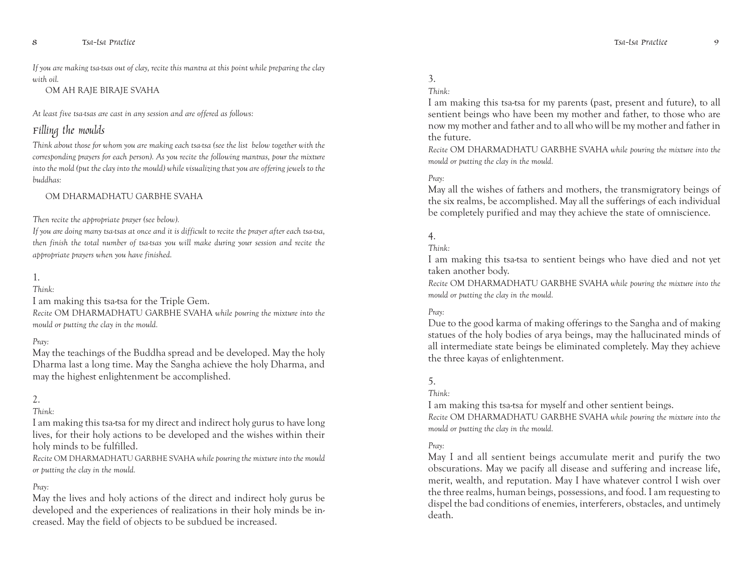*If you are making tsa-tsas out of clay, recite this mantra at this point while preparing the clay with oil.*

OM AH RAJE BIRAJE SVAHA

*At least five tsa-tsas are cast in any session and are offered as follows:*

## Filling the moulds

*Think about those for whom you are making each tsa-tsa (see the list below together with the corresponding prayers for each person). As you recite the following mantras, pour the mixture into the mold (put the clay into the mould) while visualizing that you are offering jewels to the buddhas:*

OM DHARMADHATU GARBHE SVAHA

*Then recite the appropriate prayer (see below).*

*If you are doing many tsa-tsas at once and it is difficult to recite the prayer after each tsa-tsa, then finish the total number of tsa-tsas you will make during your session and recite the appropriate prayers when you have finished.*

1.

*Think:*

I am making this tsa-tsa for the Triple Gem.

*Recite* OM DHARMADHATU GARBHE SVAHA *while pouring the mixture into the mould or putting the clay in the mould.*

*Pray:*

May the teachings of the Buddha spread and be developed. May the holy Dharma last a long time. May the Sangha achieve the holy Dharma, and may the highest enlightenment be accomplished.

2.

*Think:*

I am making this tsa-tsa for my direct and indirect holy gurus to have long lives, for their holy actions to be developed and the wishes within their holy minds to be fulfilled.

*Recite* OM DHARMADHATU GARBHE SVAHA *while pouring the mixture into the mould or putting the clay in the mould.*

*Pray:*

May the lives and holy actions of the direct and indirect holy gurus be developed and the experiences of realizations in their holy minds be increased. May the field of objects to be subdued be increased.

3.

*Think:*

I am making this tsa-tsa for my parents (past, present and future), to all sentient beings who have been my mother and father, to those who are now my mother and father and to all who will be my mother and father in the future.

*Recite* OM DHARMADHATU GARBHE SVAHA *while pouring the mixture into the mould or putting the clay in the mould.*

*Pray:*

May all the wishes of fathers and mothers, the transmigratory beings of the six realms, be accomplished. May all the sufferings of each individual be completely purified and may they achieve the state of omniscience.

4.

*Think:*

I am making this tsa-tsa to sentient beings who have died and not yet taken another body.

*Recite* OM DHARMADHATU GARBHE SVAHA *while pouring the mixture into the mould or putting the clay in the mould.*

*Pray:*

Due to the good karma of making offerings to the Sangha and of making statues of the holy bodies of arya beings, may the hallucinated minds of all intermediate state beings be eliminated completely. May they achieve the three kayas of enlightenment.

5.

*Think:*

I am making this tsa-tsa for myself and other sentient beings.

*Recite* OM DHARMADHATU GARBHE SVAHA *while pouring the mixture into the mould or putting the clay in the mould.*

*Pray:*

May I and all sentient beings accumulate merit and purify the two obscurations. May we pacify all disease and suffering and increase life, merit, wealth, and reputation. May I have whatever control I wish over the three realms, human beings, possessions, and food. I am requesting to dispel the bad conditions of enemies, interferers, obstacles, and untimely death.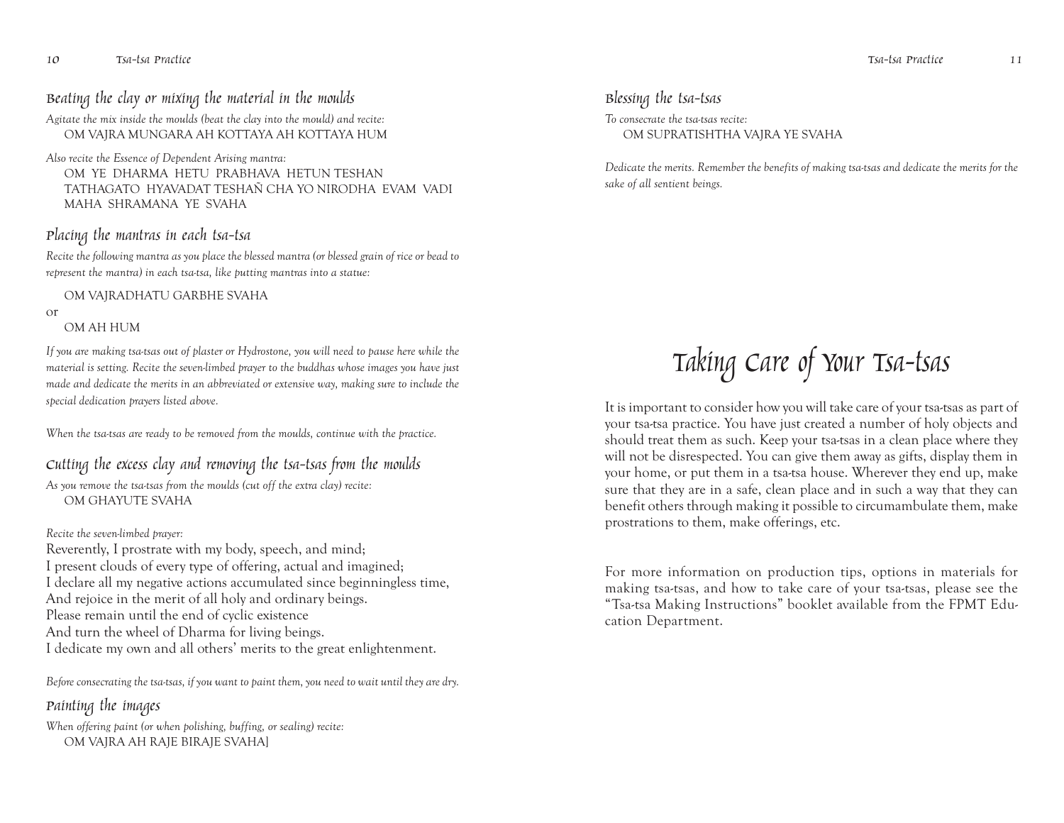### Beating the clay or mixing the material in the moulds

*Agitate the mix inside the moulds (beat the clay into the mould) and recite:*

OM VAJRA MUNGARA AH KOTTAYA AH KOTTAYA HUM

*Also recite the Essence of Dependent Arising mantra:*

OM YE DHARMA HETU PRABHAVA HETUN TESHAN TATHAGATO HYAVADAT TESHAÑ CHA YO NIRODHA EVAM VADI MAHA SHRAMANA YE SVAHA

### Placing the mantras in each tsa-tsa

*Recite the following mantra as you place the blessed mantra (or blessed grain of rice or bead to represent the mantra) in each tsa-tsa, like putting mantras into a statue:*

OM VAJRADHATU GARBHE SVAHA

or

OM AH HUM

*If you are making tsa-tsas out of plaster or Hydrostone, you will need to pause here while the material is setting. Recite the seven-limbed prayer to the buddhas whose images you have just made and dedicate the merits in an abbreviated or extensive way, making sure to include the special dedication prayers listed above.*

*When the tsa-tsas are ready to be removed from the moulds, continue with the practice.*

### Cutting the excess clay and removing the tsa-tsas from the moulds

*As you remove the tsa-tsas from the moulds (cut off the extra clay) recite:*

OM GHAYUTE SVAHA

*Recite the seven-limbed prayer:*

Reverently, I prostrate with my body, speech, and mind;
I present clouds of every type of offering, actual and imagined;
I declare all my negative actions accumulated since beginningless time,
And rejoice in the merit of all holy and ordinary beings.
Please remain until the end of cyclic existence
And turn the wheel of Dharma for living beings.
I dedicate my own and all others' merits to the great enlightenment.

*Before consecrating the tsa-tsas, if you want to paint them, you need to wait until they are dry.*

### Painting the images

*When offering paint (or when polishing, buffing, or sealing) recite:*

OM VAJRA AH RAJE BIRAJE SVAHA]

### Blessing the tsa-tsas

*To consecrate the tsa-tsas recite:*

OM SUPRATISHTHA VAJRA YE SVAHA

*Dedicate the merits. Remember the benefits of making tsa-tsas and dedicate the merits for the sake of all sentient beings.*

# Taking Care of Your Tsa-tsas

It is important to consider how you will take care of your tsa-tsas as part of your tsa-tsa practice. You have just created a number of holy objects and should treat them as such. Keep your tsa-tsas in a clean place where they will not be disrespected. You can give them away as gifts, display them in your home, or put them in a tsa-tsa house. Wherever they end up, make sure that they are in a safe, clean place and in such a way that they can benefit others through making it possible to circumambulate them, make prostrations to them, make offerings, etc.

For more information on production tips, options in materials for making tsa-tsas, and how to take care of your tsa-tsas, please see the "Tsa-tsa Making Instructions" booklet available from the FPMT Education Department.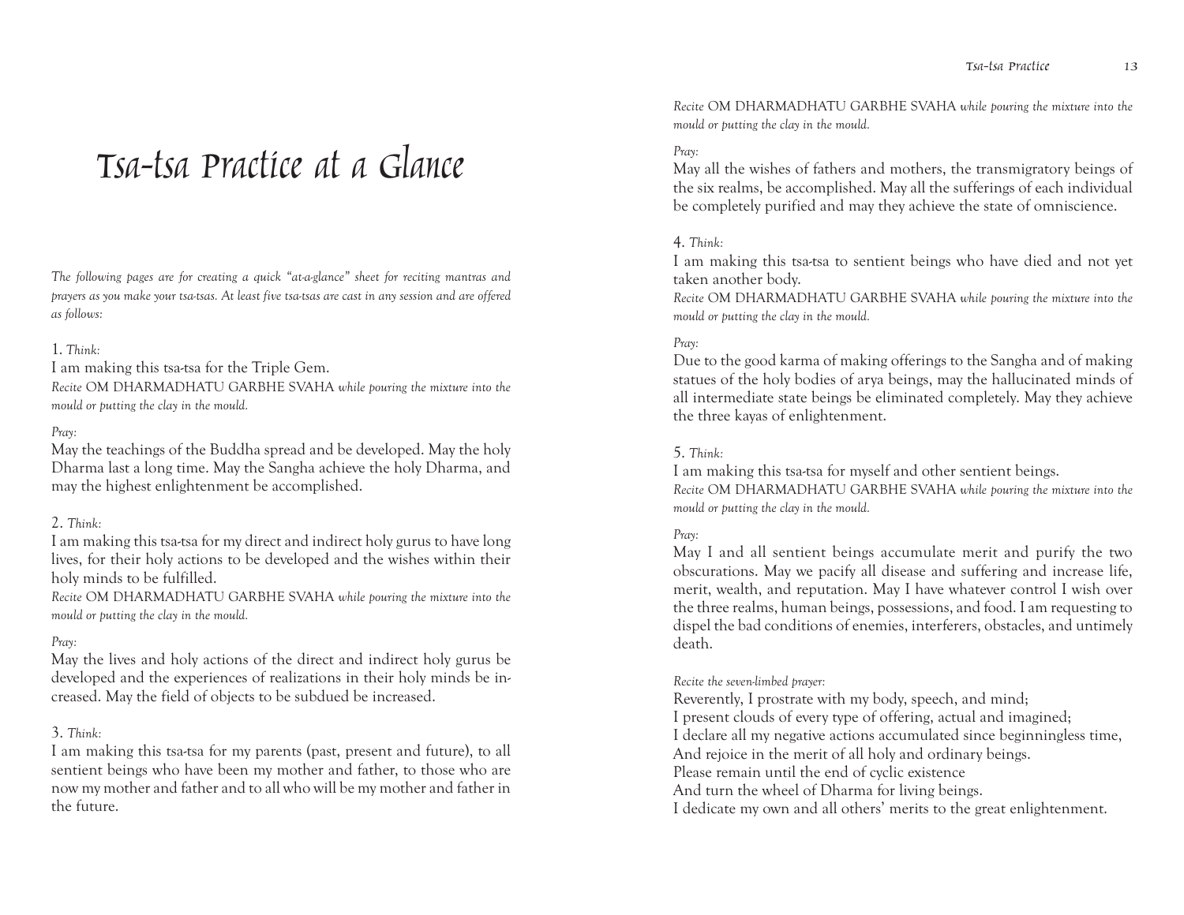# Tsa-tsa Practice at a Glance

*The following pages are for creating a quick "at-a-glance" sheet for reciting mantras and prayers as you make your tsa-tsas. At least five tsa-tsas are cast in any session and are offered as follows:*

1. *Think:*

I am making this tsa-tsa for the Triple Gem.

*Recite* OM DHARMADHATU GARBHE SVAHA *while pouring the mixture into the mould or putting the clay in the mould.*

*Pray:*

May the teachings of the Buddha spread and be developed. May the holy Dharma last a long time. May the Sangha achieve the holy Dharma, and may the highest enlightenment be accomplished.

2. *Think:*

I am making this tsa-tsa for my direct and indirect holy gurus to have long lives, for their holy actions to be developed and the wishes within their holy minds to be fulfilled.

*Recite* OM DHARMADHATU GARBHE SVAHA *while pouring the mixture into the mould or putting the clay in the mould.*

*Pray:*

May the lives and holy actions of the direct and indirect holy gurus be developed and the experiences of realizations in their holy minds be increased. May the field of objects to be subdued be increased.

3. *Think:*

I am making this tsa-tsa for my parents (past, present and future), to all sentient beings who have been my mother and father, to those who are now my mother and father and to all who will be my mother and father in the future.

*Recite* OM DHARMADHATU GARBHE SVAHA *while pouring the mixture into the mould or putting the clay in the mould.*

*Pray:*

May all the wishes of fathers and mothers, the transmigratory beings of the six realms, be accomplished. May all the sufferings of each individual be completely purified and may they achieve the state of omniscience.

4. *Think:*

I am making this tsa-tsa to sentient beings who have died and not yet taken another body.

*Recite* OM DHARMADHATU GARBHE SVAHA *while pouring the mixture into the mould or putting the clay in the mould.*

*Pray:*

Due to the good karma of making offerings to the Sangha and of making statues of the holy bodies of arya beings, may the hallucinated minds of all intermediate state beings be eliminated completely. May they achieve the three kayas of enlightenment.

5. *Think:*

I am making this tsa-tsa for myself and other sentient beings.

*Recite* OM DHARMADHATU GARBHE SVAHA *while pouring the mixture into the mould or putting the clay in the mould.*

*Pray:*

May I and all sentient beings accumulate merit and purify the two obscurations. May we pacify all disease and suffering and increase life, merit, wealth, and reputation. May I have whatever control I wish over the three realms, human beings, possessions, and food. I am requesting to dispel the bad conditions of enemies, interferers, obstacles, and untimely death.

*Recite the seven-limbed prayer:*

Reverently, I prostrate with my body, speech, and mind;
I present clouds of every type of offering, actual and imagined;
I declare all my negative actions accumulated since beginningless time,
And rejoice in the merit of all holy and ordinary beings.
Please remain until the end of cyclic existence
And turn the wheel of Dharma for living beings.
I dedicate my own and all others' merits to the great enlightenment.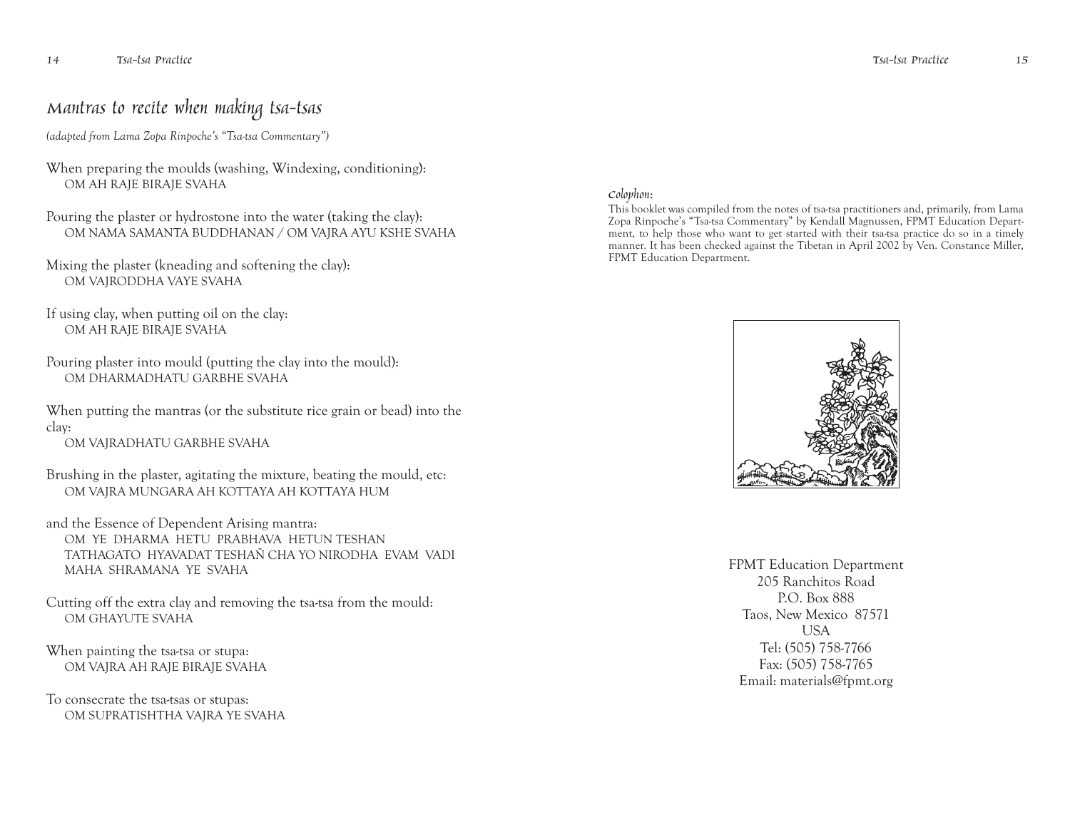## Mantras to recite when making tsa-tsas

*(adapted from Lama Zopa Rinpoche's "Tsa-tsa Commentary")*

When preparing the moulds (washing, Windexing, conditioning):
OM AH RAJE BIRAJE SVAHA

Pouring the plaster or hydrostone into the water (taking the clay):
OM NAMA SAMANTA BUDDHANAN / OM VAJRA AYU KSHE SVAHA

Mixing the plaster (kneading and softening the clay):
OM VAJRODDHA VAYE SVAHA

If using clay, when putting oil on the clay:
OM AH RAJE BIRAJE SVAHA

Pouring plaster into mould (putting the clay into the mould):
OM DHARMADHATU GARBHE SVAHA

When putting the mantras (or the substitute rice grain or bead) into the clay:
OM VAJRADHATU GARBHE SVAHA

Brushing in the plaster, agitating the mixture, beating the mould, etc:
OM VAJRA MUNGARA AH KOTTAYA AH KOTTAYA HUM

and the Essence of Dependent Arising mantra:
OM YE DHARMA HETU PRABHAVA HETUN TESHAN TATHAGATO HYAVADAT TESHAÑ CHA YO NIRODHA EVAM VADI MAHA SHRAMANA YE SVAHA

Cutting off the extra clay and removing the tsa-tsa from the mould:
OM GHAYUTE SVAHA

When painting the tsa-tsa or stupa:
OM VAJRA AH RAJE BIRAJE SVAHA

To consecrate the tsa-tsas or stupas:
OM SUPRATISHTHA VAJRA YE SVAHA

*Colophon:*

This booklet was compiled from the notes of tsa-tsa practitioners and, primarily, from Lama Zopa Rinpoche's "Tsa-tsa Commentary" by Kendall Magnussen, FPMT Education Department, to help those who want to get started with their tsa-tsa practice do so in a timely manner. It has been checked against the Tibetan in April 2002 by Ven. Constance Miller, FPMT Education Department.

FPMT Education Department
205 Ranchitos Road
P.O. Box 888
Taos, New Mexico 87571
USA
Tel: (505) 758-7766
Fax: (505) 758-7765
Email: materials@fpmt.org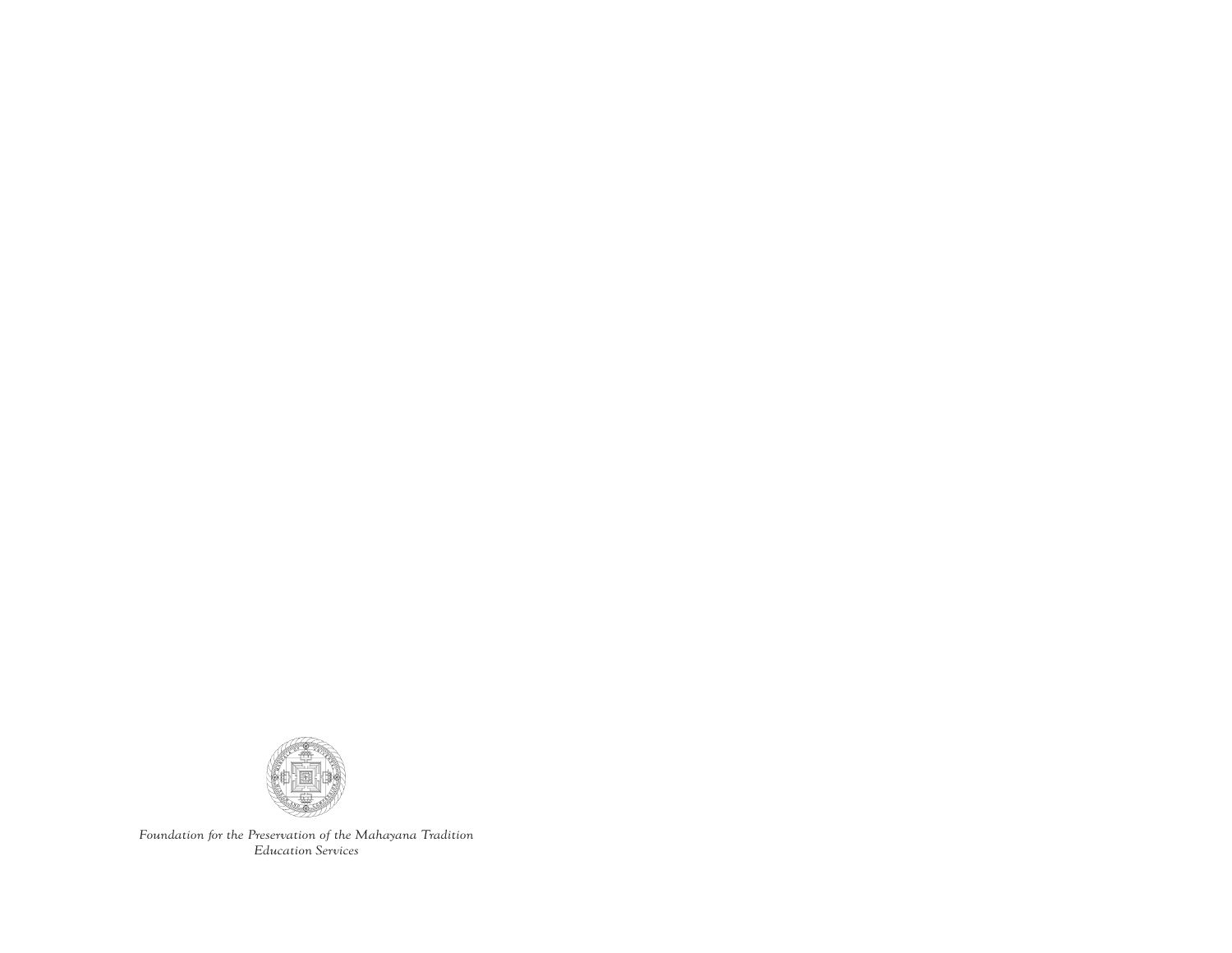*Foundation for the Preservation of the Mahayana Tradition*
*Education Services*